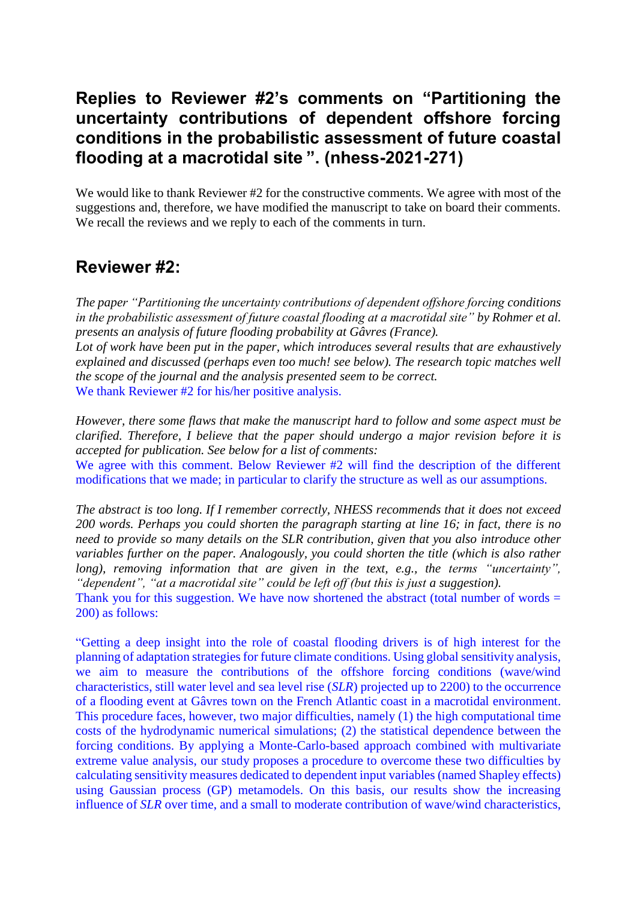# Replies to Reviewer #2's comments on "Partitioning the uncertainty contributions of dependent offshore forcing conditions in the probabilistic assessment of future coastal flooding at a macrotidal site ". (nhess-2021-271)

We would like to thank Reviewer #2 for the constructive comments. We agree with most of the suggestions and, therefore, we have modified the manuscript to take on board their comments. We recall the reviews and we reply to each of the comments in turn.

## Reviewer #2:

*The paper "Partitioning the uncertainty contributions of dependent offshore forcing conditions in the probabilistic assessment of future coastal flooding at a macrotidal site" by Rohmer et al. presents an analysis of future flooding probability at Gâvres (France).*

*Lot of work have been put in the paper, which introduces several results that are exhaustively explained and discussed (perhaps even too much! see below). The research topic matches well the scope of the journal and the analysis presented seem to be correct.*

We thank Reviewer #2 for his/her positive analysis.

*However, there some flaws that make the manuscript hard to follow and some aspect must be clarified. Therefore, I believe that the paper should undergo a major revision before it is accepted for publication. See below for a list of comments:*

We agree with this comment. Below Reviewer #2 will find the description of the different modifications that we made; in particular to clarify the structure as well as our assumptions.

*The abstract is too long. If I remember correctly, NHESS recommends that it does not exceed 200 words. Perhaps you could shorten the paragraph starting at line 16; in fact, there is no need to provide so many details on the SLR contribution, given that you also introduce other variables further on the paper. Analogously, you could shorten the title (which is also rather long), removing information that are given in the text, e.g., the terms "uncertainty", "dependent", "at a macrotidal site" could be left off (but this is just a suggestion).*

Thank you for this suggestion. We have now shortened the abstract (total number of words = 200) as follows:

"Getting a deep insight into the role of coastal flooding drivers is of high interest for the planning of adaptation strategies for future climate conditions. Using global sensitivity analysis, we aim to measure the contributions of the offshore forcing conditions (wave/wind characteristics, still water level and sea level rise (*SLR*) projected up to 2200) to the occurrence of a flooding event at Gâvres town on the French Atlantic coast in a macrotidal environment. This procedure faces, however, two major difficulties, namely (1) the high computational time costs of the hydrodynamic numerical simulations; (2) the statistical dependence between the forcing conditions. By applying a Monte-Carlo-based approach combined with multivariate extreme value analysis, our study proposes a procedure to overcome these two difficulties by calculating sensitivity measures dedicated to dependent input variables (named Shapley effects) using Gaussian process (GP) metamodels. On this basis, our results show the increasing influence of *SLR* over time, and a small to moderate contribution of wave/wind characteristics,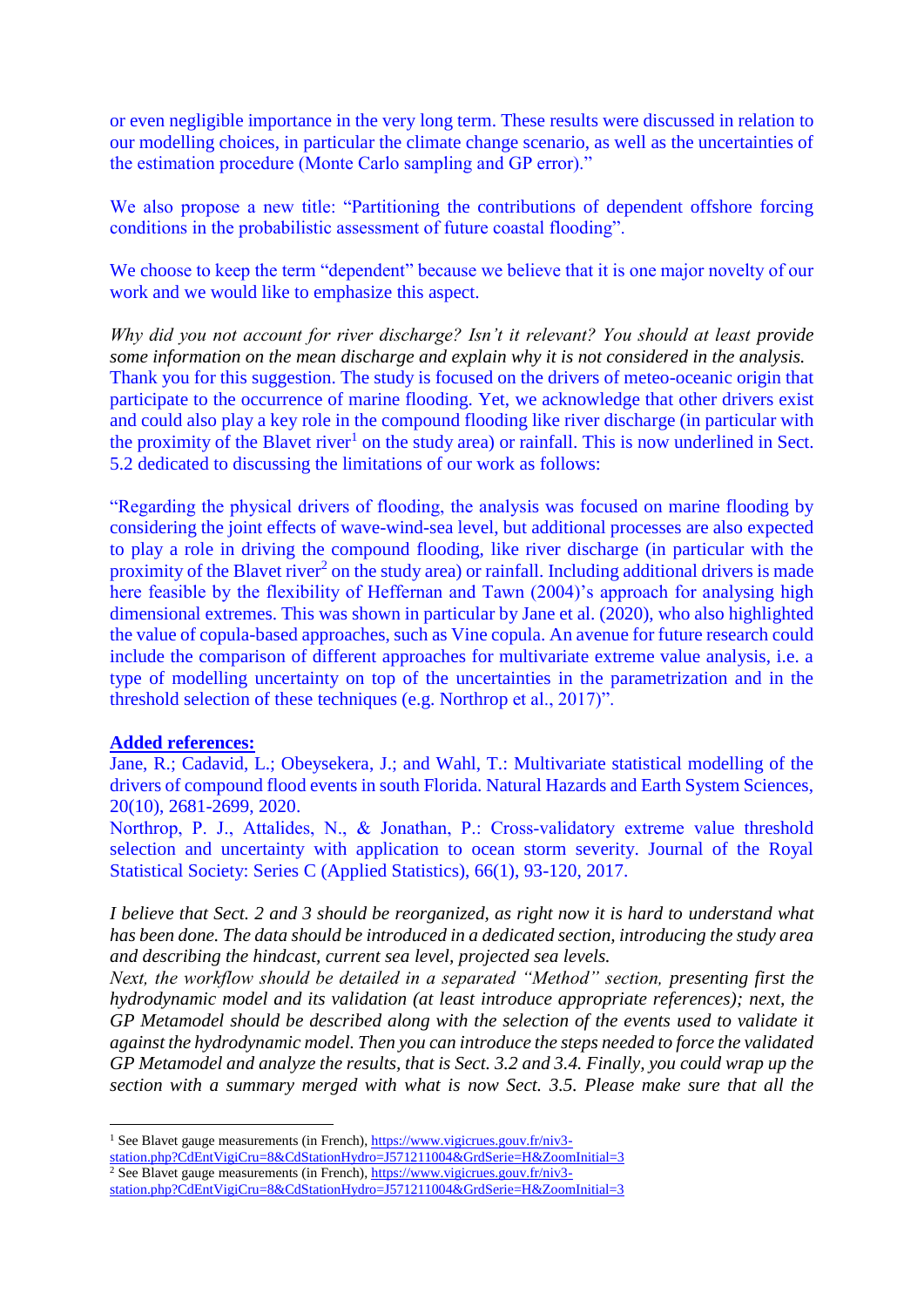or even negligible importance in the very long term. These results were discussed in relation to our modelling choices, in particular the climate change scenario, as well as the uncertainties of the estimation procedure (Monte Carlo sampling and GP error)."

We also propose a new title: "Partitioning the contributions of dependent offshore forcing conditions in the probabilistic assessment of future coastal flooding".

We choose to keep the term "dependent" because we believe that it is one major novelty of our work and we would like to emphasize this aspect.

*Why did you not account for river discharge? Isn't it relevant? You should at least provide some information on the mean discharge and explain why it is not considered in the analysis.*
Thank you for this suggestion. The study is focused on the drivers of meteo-oceanic origin that participate to the occurrence of marine flooding. Yet, we acknowledge that other drivers exist and could also play a key role in the compound flooding like river discharge (in particular with the proximity of the Blavet river[1] on the study area) or rainfall. This is now underlined in Sect. 5.2 dedicated to discussing the limitations of our work as follows:

"Regarding the physical drivers of flooding, the analysis was focused on marine flooding by considering the joint effects of wave-wind-sea level, but additional processes are also expected to play a role in driving the compound flooding, like river discharge (in particular with the proximity of the Blavet river[2] on the study area) or rainfall. Including additional drivers is made here feasible by the flexibility of Heffernan and Tawn (2004)'s approach for analysing high dimensional extremes. This was shown in particular by Jane et al. (2020), who also highlighted the value of copula-based approaches, such as Vine copula. An avenue for future research could include the comparison of different approaches for multivariate extreme value analysis, i.e. a type of modelling uncertainty on top of the uncertainties in the parametrization and in the threshold selection of these techniques (e.g. Northrop et al., 2017)".

**Added references:**
Jane, R.; Cadavid, L.; Obeysekera, J.; and Wahl, T.: Multivariate statistical modelling of the drivers of compound flood events in south Florida. Natural Hazards and Earth System Sciences, 20(10), 2681-2699, 2020.
Northrop, P. J., Attalides, N., & Jonathan, P.: Cross-validatory extreme value threshold selection and uncertainty with application to ocean storm severity. Journal of the Royal Statistical Society: Series C (Applied Statistics), 66(1), 93-120, 2017.

*I believe that Sect. 2 and 3 should be reorganized, as right now it is hard to understand what has been done. The data should be introduced in a dedicated section, introducing the study area and describing the hindcast, current sea level, projected sea levels.*
*Next, the workflow should be detailed in a separated "Method" section, presenting first the hydrodynamic model and its validation (at least introduce appropriate references); next, the GP Metamodel should be described along with the selection of the events used to validate it against the hydrodynamic model. Then you can introduce the steps needed to force the validated GP Metamodel and analyze the results, that is Sect. 3.2 and 3.4. Finally, you could wrap up the section with a summary merged with what is now Sect. 3.5. Please make sure that all the*

[1] See Blavet gauge measurements (in French), https://www.vigicrues.gouv.fr/niv3-station.php?CdEntVigiCru=8&CdStationHydro=J571211004&GrdSerie=H&ZoomInitial=3
[2] See Blavet gauge measurements (in French), https://www.vigicrues.gouv.fr/niv3-station.php?CdEntVigiCru=8&CdStationHydro=J571211004&GrdSerie=H&ZoomInitial=3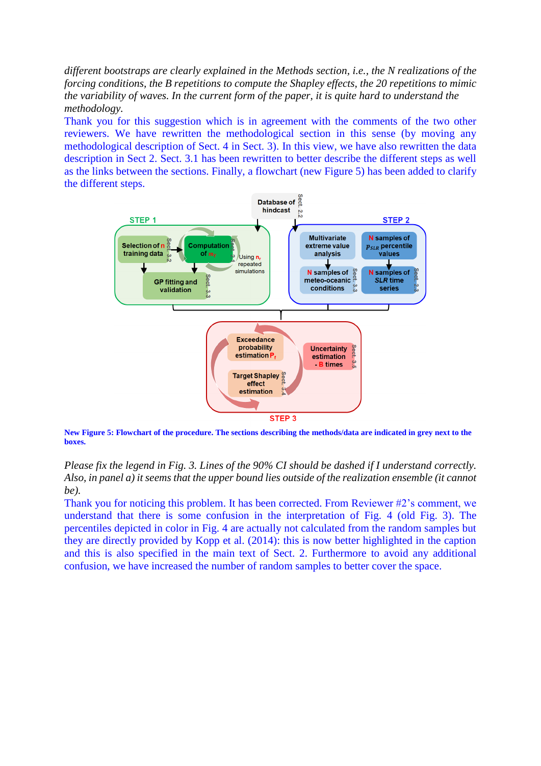*different bootstraps are clearly explained in the Methods section, i.e., the N realizations of the forcing conditions, the B repetitions to compute the Shapley effects, the 20 repetitions to mimic the variability of waves. In the current form of the paper, it is quite hard to understand the methodology.*

Thank you for this suggestion which is in agreement with the comments of the two other reviewers. We have rewritten the methodological section in this sense (by moving any methodological description of Sect. 4 in Sect. 3). In this view, we have also rewritten the data description in Sect 2. Sect. 3.1 has been rewritten to better describe the different steps as well as the links between the sections. Finally, a flowchart (new Figure 5) has been added to clarify the different steps.

**New Figure 5: Flowchart of the procedure. The sections describing the methods/data are indicated in grey next to the boxes.**

*Please fix the legend in Fig. 3. Lines of the 90% CI should be dashed if I understand correctly. Also, in panel a) it seems that the upper bound lies outside of the realization ensemble (it cannot be).*

Thank you for noticing this problem. It has been corrected. From Reviewer #2's comment, we understand that there is some confusion in the interpretation of Fig. 4 (old Fig. 3). The percentiles depicted in color in Fig. 4 are actually not calculated from the random samples but they are directly provided by Kopp et al. (2014): this is now better highlighted in the caption and this is also specified in the main text of Sect. 2. Furthermore to avoid any additional confusion, we have increased the number of random samples to better cover the space.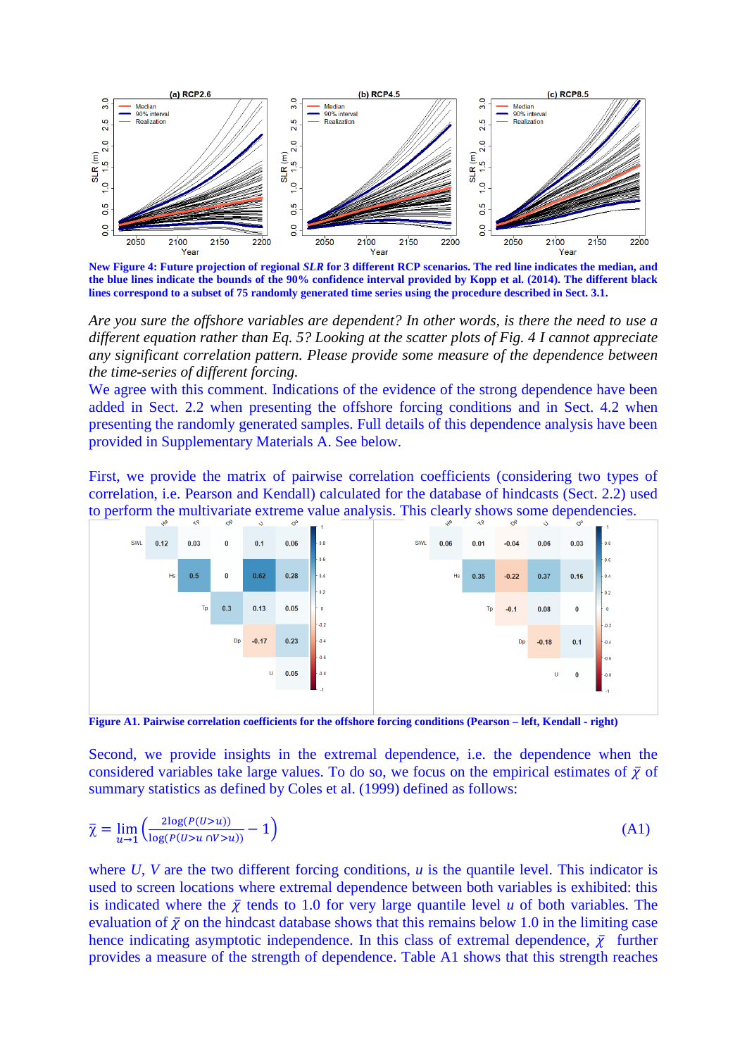**New Figure 4: Future projection of regional *SLR* for 3 different RCP scenarios. The red line indicates the median, and the blue lines indicate the bounds of the 90% confidence interval provided by Kopp et al. (2014). The different black lines correspond to a subset of 75 randomly generated time series using the procedure described in Sect. 3.1.**

*Are you sure the offshore variables are dependent? In other words, is there the need to use a different equation rather than Eq. 5? Looking at the scatter plots of Fig. 4 I cannot appreciate any significant correlation pattern. Please provide some measure of the dependence between the time-series of different forcing.*

We agree with this comment. Indications of the evidence of the strong dependence have been added in Sect. 2.2 when presenting the offshore forcing conditions and in Sect. 4.2 when presenting the randomly generated samples. Full details of this dependence analysis have been provided in Supplementary Materials A. See below.

First, we provide the matrix of pairwise correlation coefficients (considering two types of correlation, i.e. Pearson and Kendall) calculated for the database of hindcasts (Sect. 2.2) used to perform the multivariate extreme value analysis. This clearly shows some dependencies.

Pearson:

| | Hs | Tp | Dp | U | Du |
|---|---|---|---|---|---|
| SWL | 0.12 | 0.03 | 0 | 0.1 | 0.06 |
| Hs | | 0.5 | 0 | 0.62 | 0.28 |
| Tp | | | 0.3 | 0.13 | 0.05 |
| Dp | | | | -0.17 | 0.23 |
| U | | | | | 0.05 |

Kendall:

| | Hs | Tp | Dp | U | Du |
|---|---|---|---|---|---|
| SWL | 0.06 | 0.01 | -0.04 | 0.06 | 0.03 |
| Hs | | 0.35 | -0.22 | 0.37 | 0.16 |
| Tp | | | -0.1 | 0.08 | 0 |
| Dp | | | | -0.18 | 0.1 |
| U | | | | | 0 |

**Figure A1. Pairwise correlation coefficients for the offshore forcing conditions (Pearson – left, Kendall - right)**

Second, we provide insights in the extremal dependence, i.e. the dependence when the considered variables take large values. To do so, we focus on the empirical estimates $\bar{\chi}$ of summary statistics as defined by Coles et al. (1999) defined as follows:

$$\bar{\chi} = \lim_{u \to 1} \left( \frac{2\log(P(U>u))}{\log(P(U>u \cap V>u))} - 1 \right) \quad \text{(A1)}$$

where *U*, *V* are the two different forcing conditions, *u* is the quantile level. This indicator is used to screen locations where extremal dependence between both variables is exhibited: this is indicated where the $\bar{\chi}$ tends to 1.0 for very large quantile level *u* of both variables. The evaluation of $\bar{\chi}$ on the hindcast database shows that this remains below 1.0 in the limiting case hence indicating asymptotic independence. In this class of extremal dependence, $\bar{\chi}$ further provides a measure of the strength of dependence. Table A1 shows that this strength reaches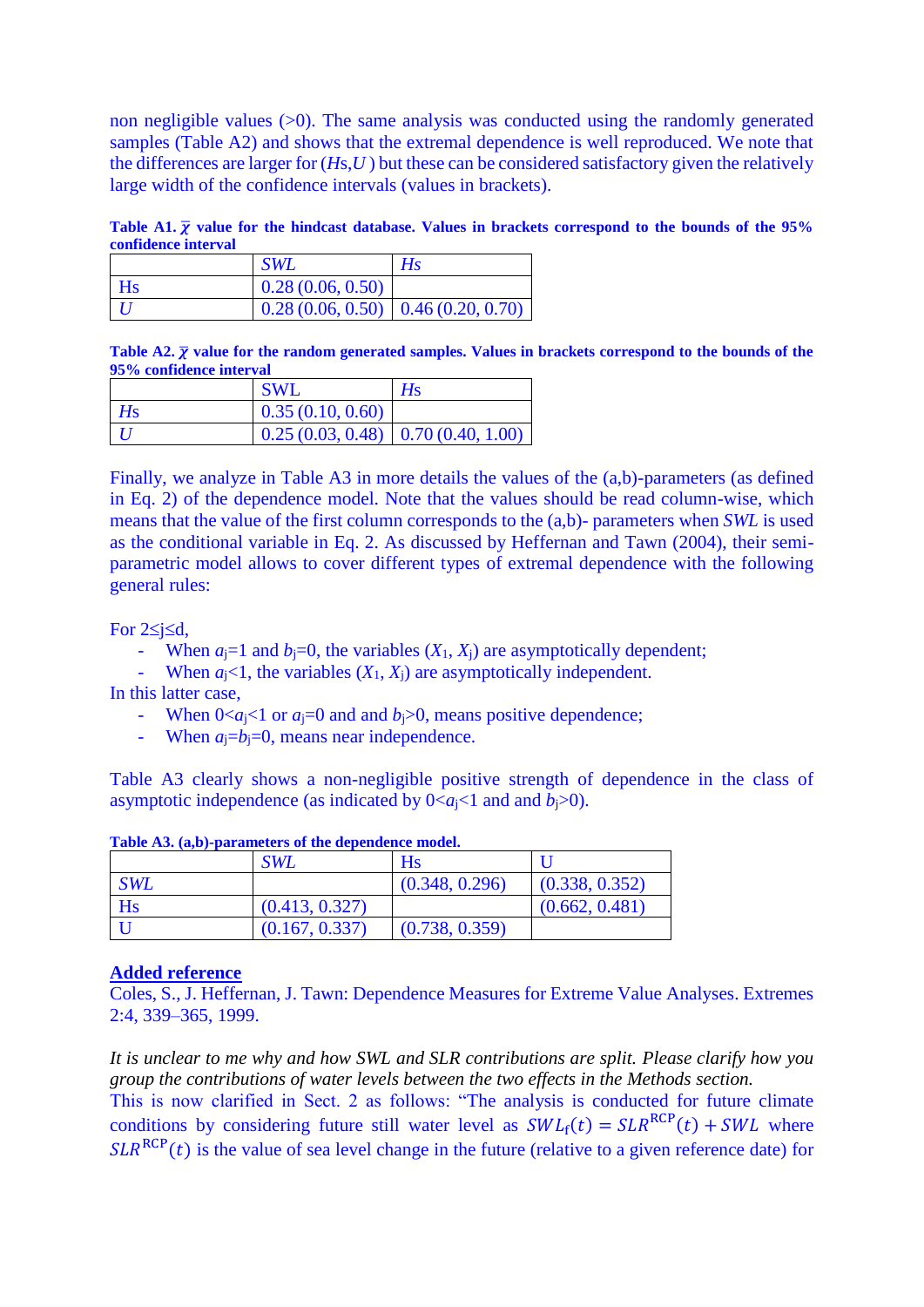non negligible values (>0). The same analysis was conducted using the randomly generated samples (Table A2) and shows that the extremal dependence is well reproduced. We note that the differences are larger for (*Hs*,*U*) but these can be considered satisfactory given the relatively large width of the confidence intervals (values in brackets).

**Table A1. $\bar{\chi}$ value for the hindcast database. Values in brackets correspond to the bounds of the 95% confidence interval**

| | *SWL* | *Hs* |
|---|---|---|
| Hs | 0.28 (0.06, 0.50) | |
| *U* | 0.28 (0.06, 0.50) | 0.46 (0.20, 0.70) |

**Table A2. $\bar{\chi}$ value for the random generated samples. Values in brackets correspond to the bounds of the 95% confidence interval**

| | SWL | *Hs* |
|---|---|---|
| *Hs* | 0.35 (0.10, 0.60) | |
| *U* | 0.25 (0.03, 0.48) | 0.70 (0.40, 1.00) |

Finally, we analyze in Table A3 in more details the values of the (a,b)-parameters (as defined in Eq. 2) of the dependence model. Note that the values should be read column-wise, which means that the value of the first column corresponds to the (a,b)- parameters when *SWL* is used as the conditional variable in Eq. 2. As discussed by Heffernan and Tawn (2004), their semi-parametric model allows to cover different types of extremal dependence with the following general rules:

For 2≤j≤d,

- When $a_j$=1 and $b_j$=0, the variables ($X_1$, $X_j$) are asymptotically dependent;
- When $a_j$<1, the variables ($X_1$, $X_j$) are asymptotically independent.

In this latter case,

- When 0<$a_j$<1 or $a_j$=0 and and $b_j$>0, means positive dependence;
- When $a_j$=$b_j$=0, means near independence.

Table A3 clearly shows a non-negligible positive strength of dependence in the class of asymptotic independence (as indicated by 0<$a_j$<1 and and $b_j$>0).

**Table A3. (a,b)-parameters of the dependence model.**

| | *SWL* | Hs | U |
|---|---|---|---|
| *SWL* | | (0.348, 0.296) | (0.338, 0.352) |
| Hs | (0.413, 0.327) | | (0.662, 0.481) |
| U | (0.167, 0.337) | (0.738, 0.359) | |

**Added reference**

Coles, S., J. Heffernan, J. Tawn: Dependence Measures for Extreme Value Analyses. Extremes 2:4, 339–365, 1999.

*It is unclear to me why and how SWL and SLR contributions are split. Please clarify how you group the contributions of water levels between the two effects in the Methods section.*

This is now clarified in Sect. 2 as follows: "The analysis is conducted for future climate conditions by considering future still water level as $SWL_f(t) = SLR^{\mathrm{RCP}}(t) + SWL$ where $SLR^{\mathrm{RCP}}(t)$ is the value of sea level change in the future (relative to a given reference date) for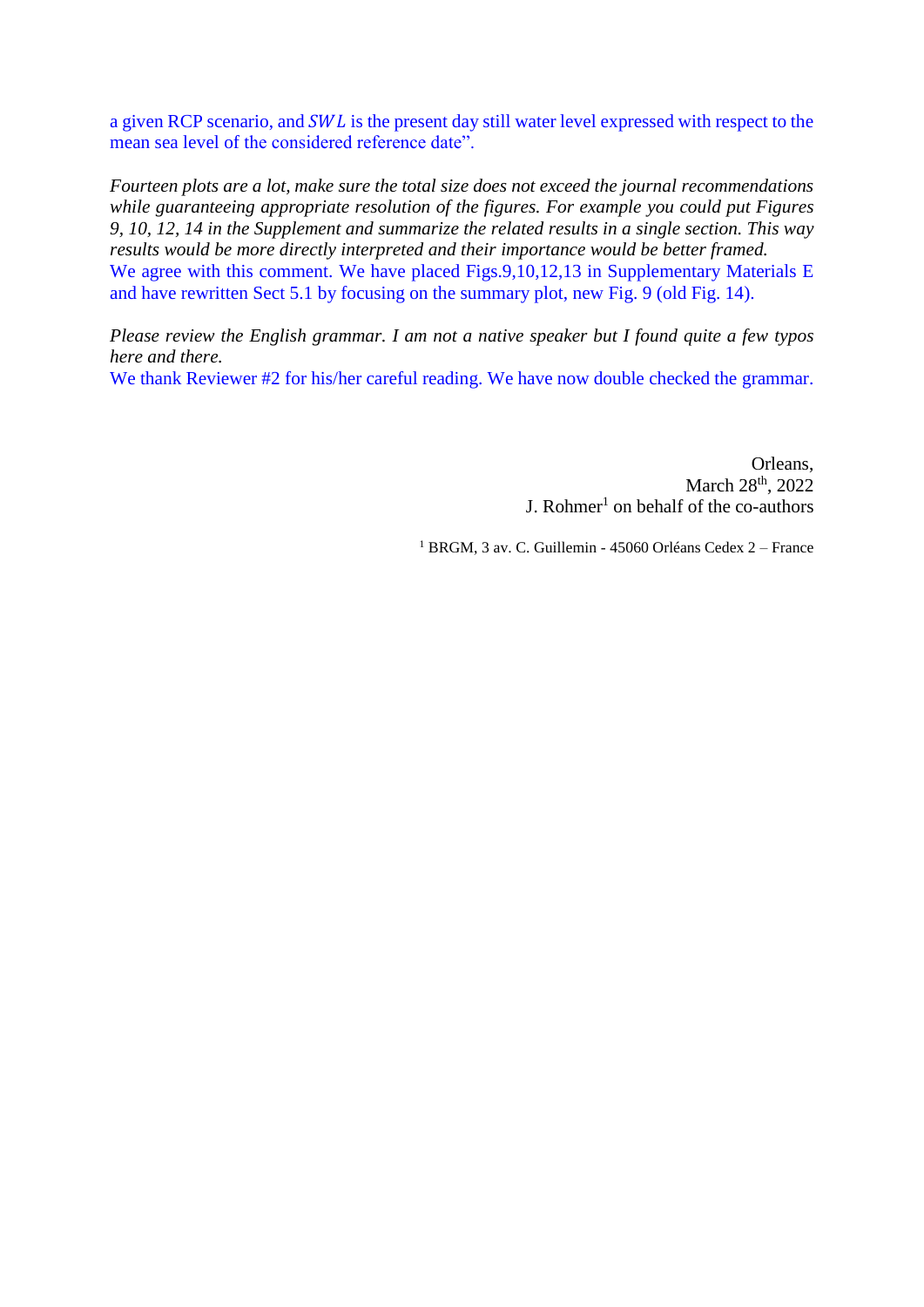a given RCP scenario, and $SWL$ is the present day still water level expressed with respect to the mean sea level of the considered reference date".

*Fourteen plots are a lot, make sure the total size does not exceed the journal recommendations while guaranteeing appropriate resolution of the figures. For example you could put Figures 9, 10, 12, 14 in the Supplement and summarize the related results in a single section. This way results would be more directly interpreted and their importance would be better framed.*

We agree with this comment. We have placed Figs.9,10,12,13 in Supplementary Materials E and have rewritten Sect 5.1 by focusing on the summary plot, new Fig. 9 (old Fig. 14).

*Please review the English grammar. I am not a native speaker but I found quite a few typos here and there.*

We thank Reviewer #2 for his/her careful reading. We have now double checked the grammar.

Orleans,
March 28th, 2022
J. Rohmer[1] on behalf of the co-authors

[1] BRGM, 3 av. C. Guillemin - 45060 Orléans Cedex 2 – France